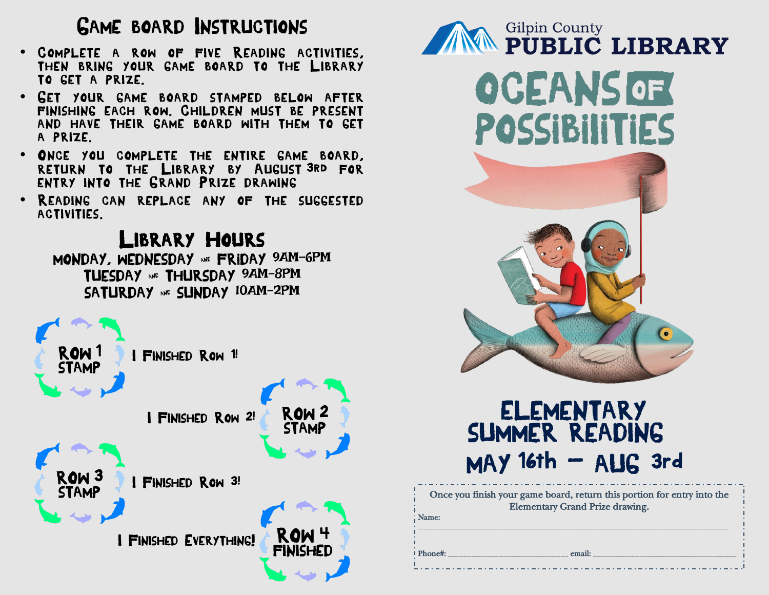## Game Board Instructions

- Complete a row of five Reading activities, then bring your game board to the Library to get a prize.
- Get your game board stamped below after finishing each row. Children must be present and have their game board with them to get a prize.
- Once you complete the entire game board, return to the Library by August 3rd for entry into the Grand Prize drawing
- Reading can replace any of the suggested activities.

## Library Hours

MONDAY, WEDNESDAY AND FRIDAY 9AM-6PM
TUESDAY AND THURSDAY 9AM-8PM
SATURDAY AND SUNDAY 10AM-2PM

Row 1 Stamp — I Finished Row 1!

I Finished Row 2! — Row 2 Stamp

Row 3 Stamp — I Finished Row 3!

I Finished Everything! — Row 4 Finished

Gilpin County
**PUBLIC LIBRARY**

# OCEANS OF POSSIBILITIES

## ELEMENTARY SUMMER READING

## MAY 16th – AUG 3rd

Once you finish your game board, return this portion for entry into the Elementary Grand Prize drawing.

Name: ____________________________________________

Phone#: ____________________ email: ____________________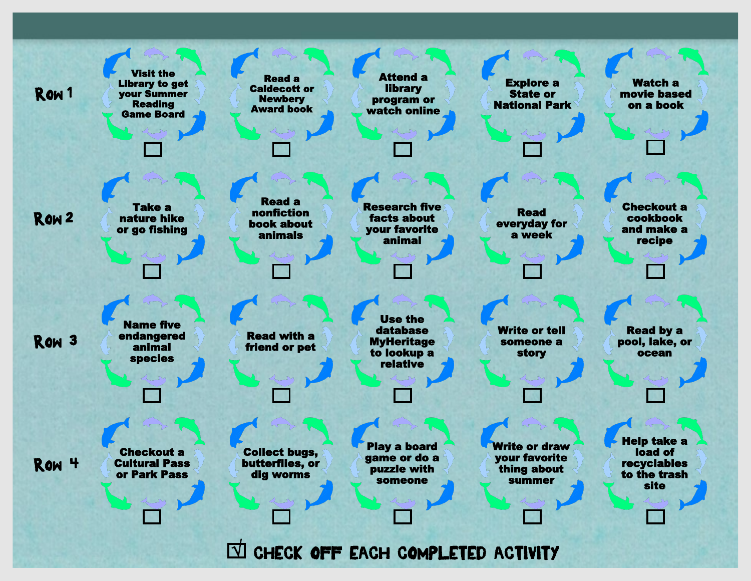| | | | | | |
|---|---|---|---|---|---|
| Row 1 | Visit the Library to get your Summer Reading Game Board ☐ | Read a Caldecott or Newbery Award book ☐ | Attend a library program or watch online ☐ | Explore a State or National Park ☐ | Watch a movie based on a book ☐ |
| Row 2 | Take a nature hike or go fishing ☐ | Read a nonfiction book about animals ☐ | Research five facts about your favorite animal ☐ | Read everyday for a week ☐ | Checkout a cookbook and make a recipe ☐ |
| Row 3 | Name five endangered animal species ☐ | Read with a friend or pet ☐ | Use the database MyHeritage to lookup a relative ☐ | Write or tell someone a story ☐ | Read by a pool, lake, or ocean ☐ |
| Row 4 | Checkout a Cultural Pass or Park Pass ☐ | Collect bugs, butterflies, or dig worms ☐ | Play a board game or do a puzzle with someone ☐ | Write or draw your favorite thing about summer ☐ | Help take a load of recyclables to the trash site ☐ |

☑ CHECK OFF EACH COMPLETED ACTIVITY